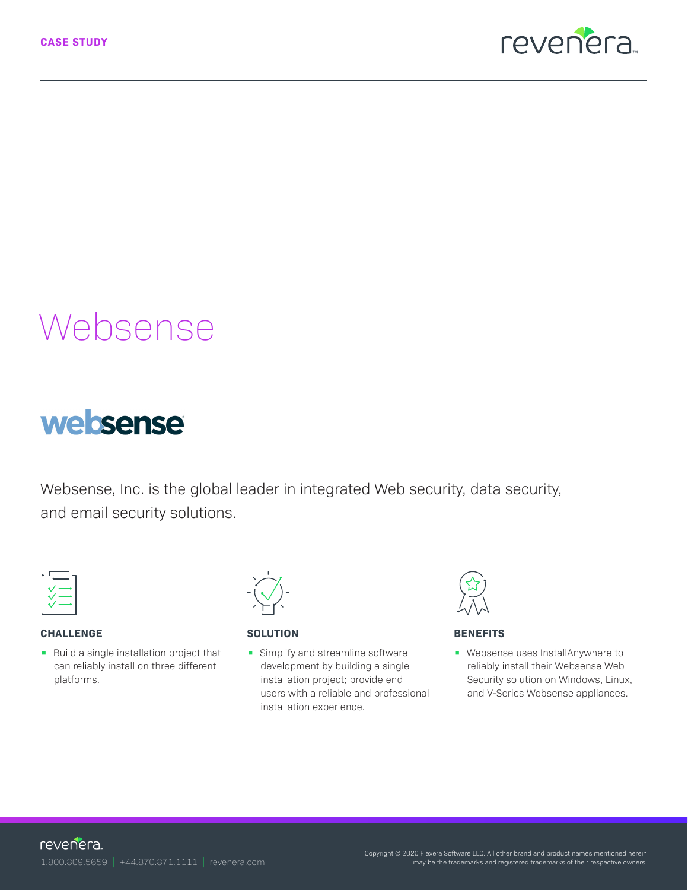CASE STUDY

# Websense

Websense, Inc. is the global leader in integrated Web security, data security, and email security solutions.

### CHALLENGE

- Build a single installation project that can reliably install on three different platforms.

### SOLUTION

- Simplify and streamline software development by building a single installation project; provide end users with a reliable and professional installation experience.

### BENEFITS

- Websense uses InstallAnywhere to reliably install their Websense Web Security solution on Windows, Linux, and V-Series Websense appliances.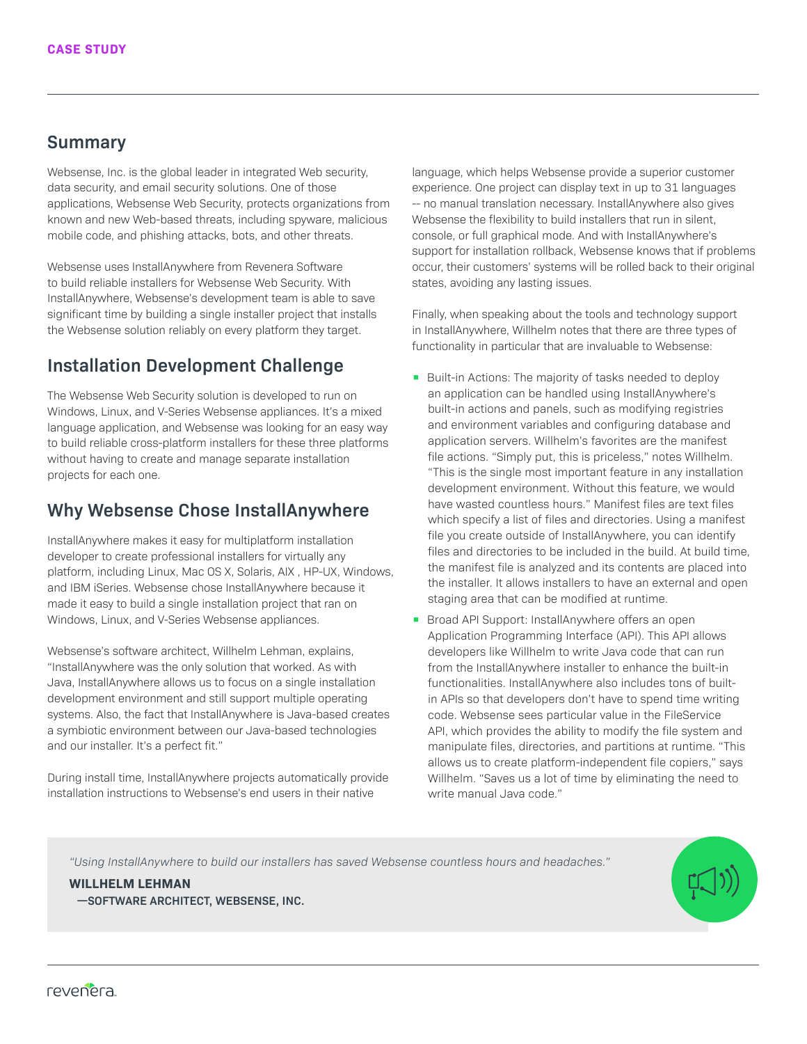CASE STUDY

## Summary

Websense, Inc. is the global leader in integrated Web security, data security, and email security solutions. One of those applications, Websense Web Security, protects organizations from known and new Web-based threats, including spyware, malicious mobile code, and phishing attacks, bots, and other threats.

Websense uses InstallAnywhere from Revenera Software to build reliable installers for Websense Web Security. With InstallAnywhere, Websense's development team is able to save significant time by building a single installer project that installs the Websense solution reliably on every platform they target.

## Installation Development Challenge

The Websense Web Security solution is developed to run on Windows, Linux, and V-Series Websense appliances. It's a mixed language application, and Websense was looking for an easy way to build reliable cross-platform installers for these three platforms without having to create and manage separate installation projects for each one.

## Why Websense Chose InstallAnywhere

InstallAnywhere makes it easy for multiplatform installation developer to create professional installers for virtually any platform, including Linux, Mac OS X, Solaris, AIX , HP-UX, Windows, and IBM iSeries. Websense chose InstallAnywhere because it made it easy to build a single installation project that ran on Windows, Linux, and V-Series Websense appliances.

Websense's software architect, Willhelm Lehman, explains, "InstallAnywhere was the only solution that worked. As with Java, InstallAnywhere allows us to focus on a single installation development environment and still support multiple operating systems. Also, the fact that InstallAnywhere is Java-based creates a symbiotic environment between our Java-based technologies and our installer. It's a perfect fit."

During install time, InstallAnywhere projects automatically provide installation instructions to Websense's end users in their native language, which helps Websense provide a superior customer experience. One project can display text in up to 31 languages -- no manual translation necessary. InstallAnywhere also gives Websense the flexibility to build installers that run in silent, console, or full graphical mode. And with InstallAnywhere's support for installation rollback, Websense knows that if problems occur, their customers' systems will be rolled back to their original states, avoiding any lasting issues.

Finally, when speaking about the tools and technology support in InstallAnywhere, Willhelm notes that there are three types of functionality in particular that are invaluable to Websense:

- Built-in Actions: The majority of tasks needed to deploy an application can be handled using InstallAnywhere's built-in actions and panels, such as modifying registries and environment variables and configuring database and application servers. Willhelm's favorites are the manifest file actions. "Simply put, this is priceless," notes Willhelm. "This is the single most important feature in any installation development environment. Without this feature, we would have wasted countless hours." Manifest files are text files which specify a list of files and directories. Using a manifest file you create outside of InstallAnywhere, you can identify files and directories to be included in the build. At build time, the manifest file is analyzed and its contents are placed into the installer. It allows installers to have an external and open staging area that can be modified at runtime.
- Broad API Support: InstallAnywhere offers an open Application Programming Interface (API). This API allows developers like Willhelm to write Java code that can run from the InstallAnywhere installer to enhance the built-in functionalities. InstallAnywhere also includes tons of built-in APIs so that developers don't have to spend time writing code. Websense sees particular value in the FileService API, which provides the ability to modify the file system and manipulate files, directories, and partitions at runtime. "This allows us to create platform-independent file copiers," says Willhelm. "Saves us a lot of time by eliminating the need to write manual Java code."

> *"Using InstallAnywhere to build our installers has saved Websense countless hours and headaches."*
>
> **WILLHELM LEHMAN**
> **—SOFTWARE ARCHITECT, WEBSENSE, INC.**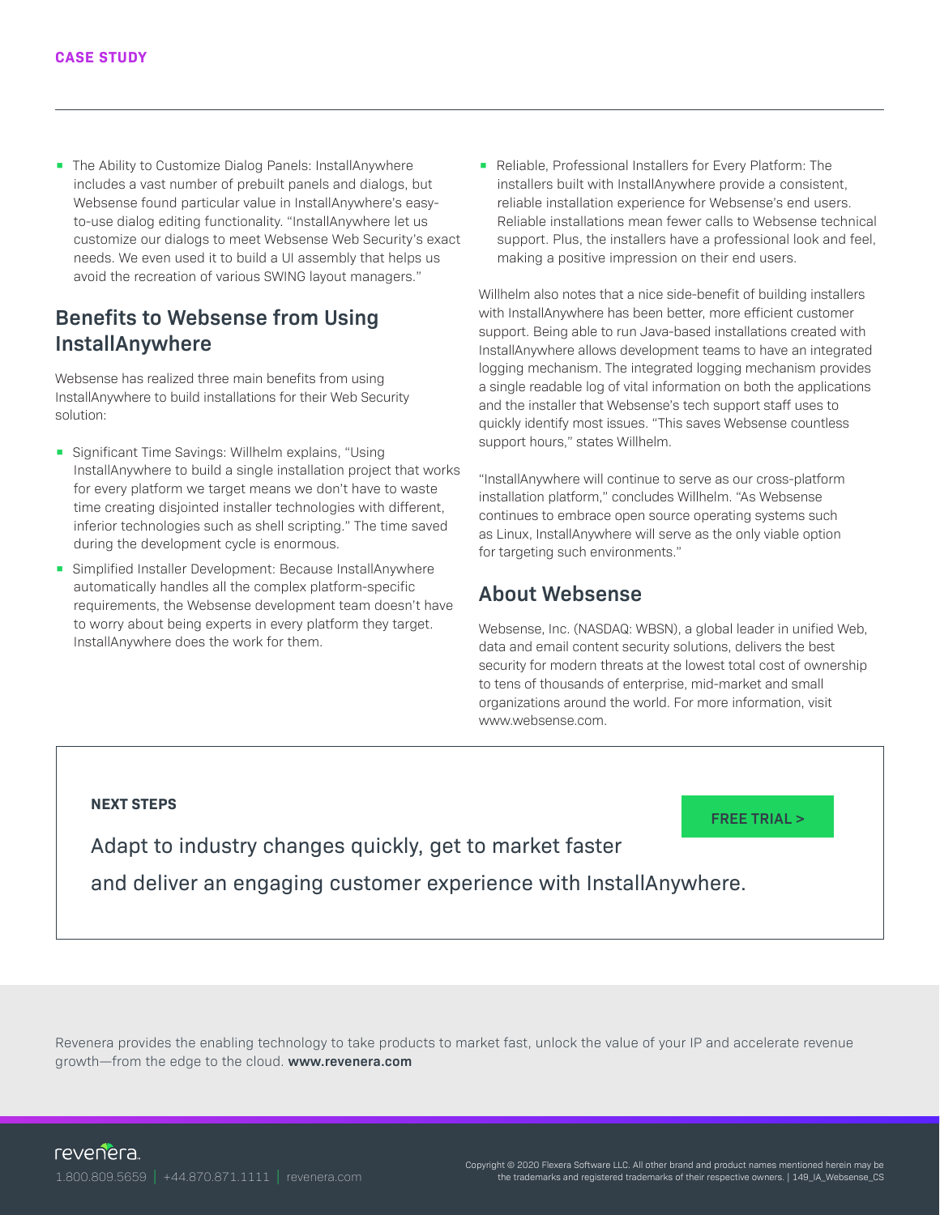- The Ability to Customize Dialog Panels: InstallAnywhere includes a vast number of prebuilt panels and dialogs, but Websense found particular value in InstallAnywhere's easy-to-use dialog editing functionality. "InstallAnywhere let us customize our dialogs to meet Websense Web Security's exact needs. We even used it to build a UI assembly that helps us avoid the recreation of various SWING layout managers."

## Benefits to Websense from Using InstallAnywhere

Websense has realized three main benefits from using InstallAnywhere to build installations for their Web Security solution:

- Significant Time Savings: Willhelm explains, "Using InstallAnywhere to build a single installation project that works for every platform we target means we don't have to waste time creating disjointed installer technologies with different, inferior technologies such as shell scripting." The time saved during the development cycle is enormous.
- Simplified Installer Development: Because InstallAnywhere automatically handles all the complex platform-specific requirements, the Websense development team doesn't have to worry about being experts in every platform they target. InstallAnywhere does the work for them.
- Reliable, Professional Installers for Every Platform: The installers built with InstallAnywhere provide a consistent, reliable installation experience for Websense's end users. Reliable installations mean fewer calls to Websense technical support. Plus, the installers have a professional look and feel, making a positive impression on their end users.

Willhelm also notes that a nice side-benefit of building installers with InstallAnywhere has been better, more efficient customer support. Being able to run Java-based installations created with InstallAnywhere allows development teams to have an integrated logging mechanism. The integrated logging mechanism provides a single readable log of vital information on both the applications and the installer that Websense's tech support staff uses to quickly identify most issues. "This saves Websense countless support hours," states Willhelm.

"InstallAnywhere will continue to serve as our cross-platform installation platform," concludes Willhelm. "As Websense continues to embrace open source operating systems such as Linux, InstallAnywhere will serve as the only viable option for targeting such environments."

## About Websense

Websense, Inc. (NASDAQ: WBSN), a global leader in unified Web, data and email content security solutions, delivers the best security for modern threats at the lowest total cost of ownership to tens of thousands of enterprise, mid-market and small organizations around the world. For more information, visit www.websense.com.

**NEXT STEPS**

Adapt to industry changes quickly, get to market faster and deliver an engaging customer experience with InstallAnywhere.

**FREE TRIAL >**

Revenera provides the enabling technology to take products to market fast, unlock the value of your IP and accelerate revenue growth—from the edge to the cloud. **www.revenera.com**

revenera.

1.800.809.5659 | +44.870.871.1111 | revenera.com

Copyright © 2020 Flexera Software LLC. All other brand and product names mentioned herein may be the trademarks and registered trademarks of their respective owners. | 149_IA_Websense_CS